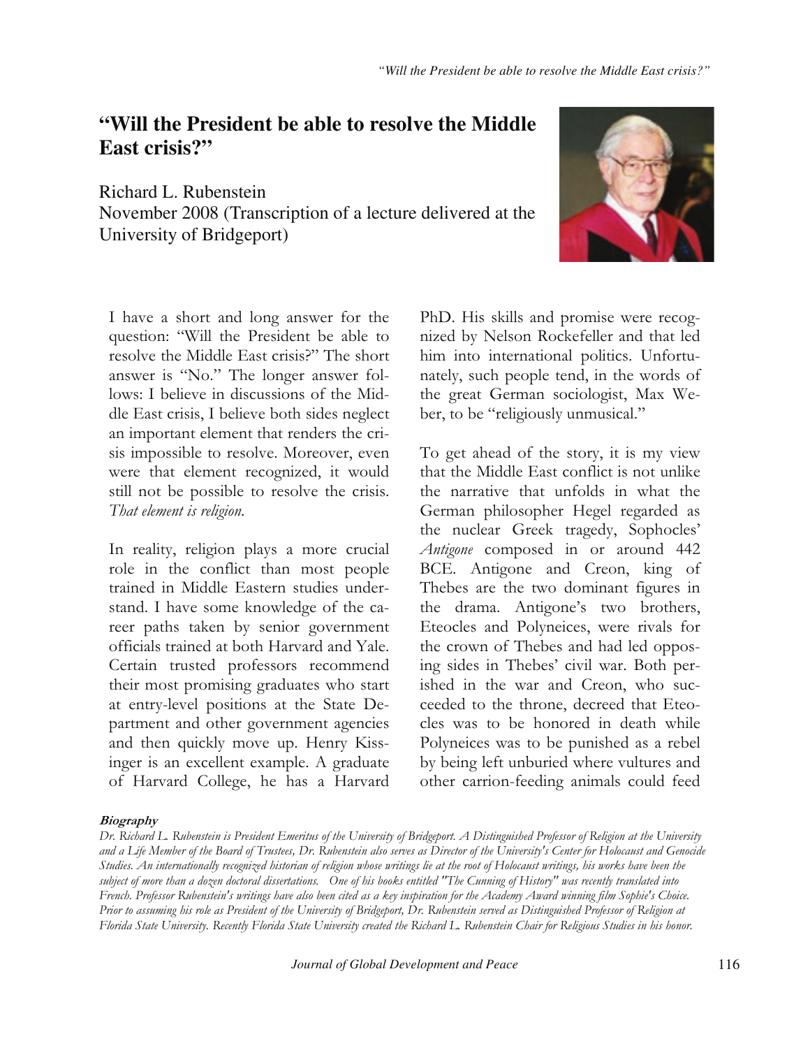# "Will the President be able to resolve the Middle East crisis?"

Richard L. Rubenstein
November 2008 (Transcription of a lecture delivered at the University of Bridgeport)

I have a short and long answer for the question: "Will the President be able to resolve the Middle East crisis?" The short answer is "No." The longer answer follows: I believe in discussions of the Middle East crisis, I believe both sides neglect an important element that renders the crisis impossible to resolve. Moreover, even were that element recognized, it would still not be possible to resolve the crisis. *That element is religion.*

In reality, religion plays a more crucial role in the conflict than most people trained in Middle Eastern studies understand. I have some knowledge of the career paths taken by senior government officials trained at both Harvard and Yale. Certain trusted professors recommend their most promising graduates who start at entry-level positions at the State Department and other government agencies and then quickly move up. Henry Kissinger is an excellent example. A graduate of Harvard College, he has a Harvard PhD. His skills and promise were recognized by Nelson Rockefeller and that led him into international politics. Unfortunately, such people tend, in the words of the great German sociologist, Max Weber, to be "religiously unmusical."

To get ahead of the story, it is my view that the Middle East conflict is not unlike the narrative that unfolds in what the German philosopher Hegel regarded as the nuclear Greek tragedy, Sophocles' *Antigone* composed in or around 442 BCE. Antigone and Creon, king of Thebes are the two dominant figures in the drama. Antigone's two brothers, Eteocles and Polyneices, were rivals for the crown of Thebes and had led opposing sides in Thebes' civil war. Both perished in the war and Creon, who succeeded to the throne, decreed that Eteocles was to be honored in death while Polyneices was to be punished as a rebel by being left unburied where vultures and other carrion-feeding animals could feed

**Biography**

*Dr. Richard L. Rubenstein is President Emeritus of the University of Bridgeport. A Distinguished Professor of Religion at the University and a Life Member of the Board of Trustees, Dr. Rubenstein also serves as Director of the University's Center for Holocaust and Genocide Studies. An internationally recognized historian of religion whose writings lie at the root of Holocaust writings, his works have been the subject of more than a dozen doctoral dissertations. One of his books entitled "The Cunning of History" was recently translated into French. Professor Rubenstein's writings have also been cited as a key inspiration for the Academy Award winning film Sophie's Choice. Prior to assuming his role as President of the University of Bridgeport, Dr. Rubenstein served as Distinguished Professor of Religion at Florida State University. Recently Florida State University created the Richard L. Rubenstein Chair for Religious Studies in his honor.*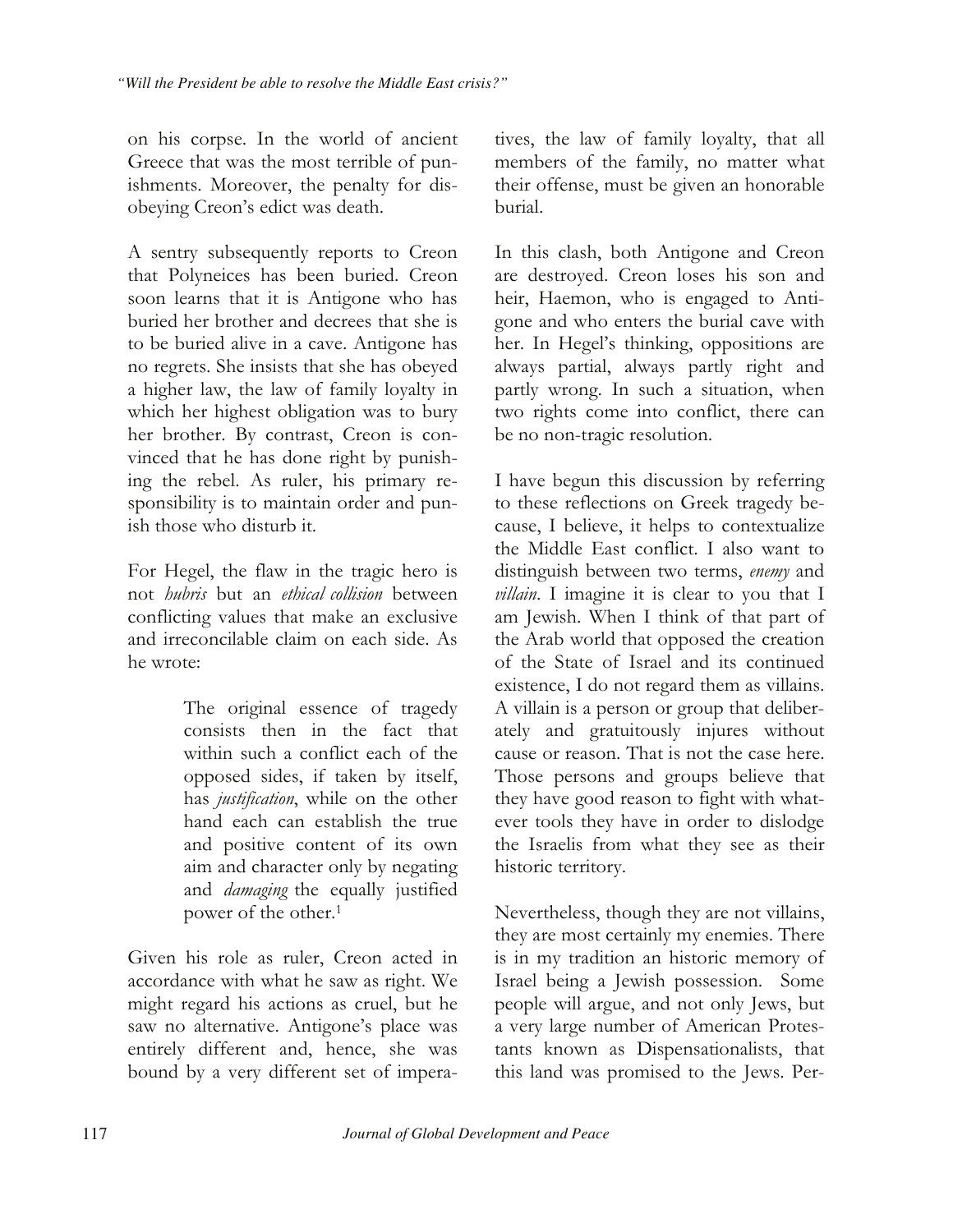on his corpse. In the world of ancient Greece that was the most terrible of punishments. Moreover, the penalty for disobeying Creon's edict was death.

A sentry subsequently reports to Creon that Polyneices has been buried. Creon soon learns that it is Antigone who has buried her brother and decrees that she is to be buried alive in a cave. Antigone has no regrets. She insists that she has obeyed a higher law, the law of family loyalty in which her highest obligation was to bury her brother. By contrast, Creon is convinced that he has done right by punishing the rebel. As ruler, his primary responsibility is to maintain order and punish those who disturb it.

For Hegel, the flaw in the tragic hero is not *hubris* but an *ethical collision* between conflicting values that make an exclusive and irreconcilable claim on each side. As he wrote:

> The original essence of tragedy consists then in the fact that within such a conflict each of the opposed sides, if taken by itself, has *justification*, while on the other hand each can establish the true and positive content of its own aim and character only by negating and *damaging* the equally justified power of the other.[1]

Given his role as ruler, Creon acted in accordance with what he saw as right. We might regard his actions as cruel, but he saw no alternative. Antigone's place was entirely different and, hence, she was bound by a very different set of imperatives, the law of family loyalty, that all members of the family, no matter what their offense, must be given an honorable burial.

In this clash, both Antigone and Creon are destroyed. Creon loses his son and heir, Haemon, who is engaged to Antigone and who enters the burial cave with her. In Hegel's thinking, oppositions are always partial, always partly right and partly wrong. In such a situation, when two rights come into conflict, there can be no non-tragic resolution.

I have begun this discussion by referring to these reflections on Greek tragedy because, I believe, it helps to contextualize the Middle East conflict. I also want to distinguish between two terms, *enemy* and *villain*. I imagine it is clear to you that I am Jewish. When I think of that part of the Arab world that opposed the creation of the State of Israel and its continued existence, I do not regard them as villains. A villain is a person or group that deliberately and gratuitously injures without cause or reason. That is not the case here. Those persons and groups believe that they have good reason to fight with whatever tools they have in order to dislodge the Israelis from what they see as their historic territory.

Nevertheless, though they are not villains, they are most certainly my enemies. There is in my tradition an historic memory of Israel being a Jewish possession. Some people will argue, and not only Jews, but a very large number of American Protestants known as Dispensationalists, that this land was promised to the Jews. Per-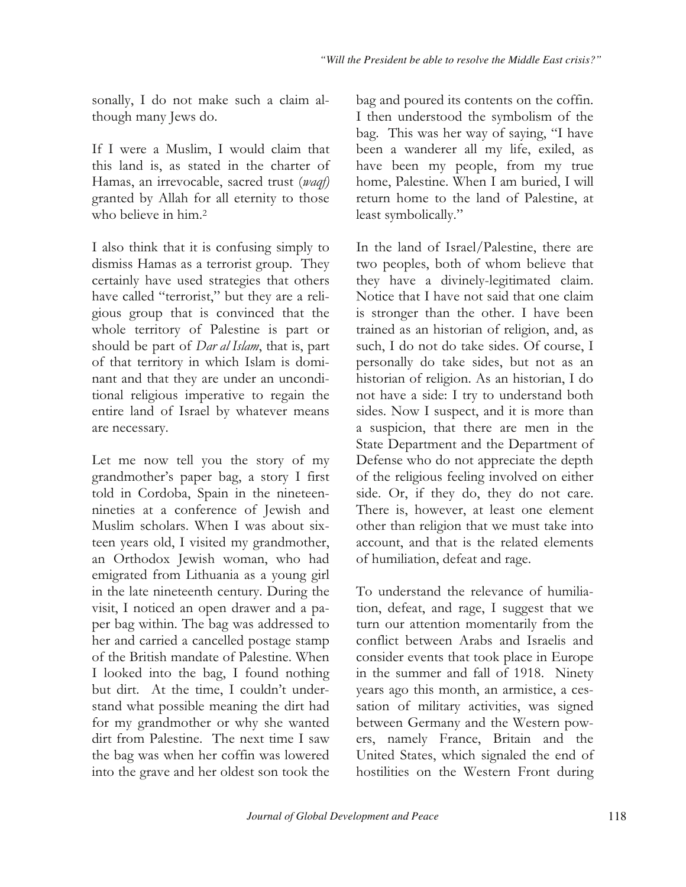sonally, I do not make such a claim although many Jews do.

If I were a Muslim, I would claim that this land is, as stated in the charter of Hamas, an irrevocable, sacred trust (*waqf*) granted by Allah for all eternity to those who believe in him.[2]

I also think that it is confusing simply to dismiss Hamas as a terrorist group. They certainly have used strategies that others have called "terrorist," but they are a religious group that is convinced that the whole territory of Palestine is part or should be part of *Dar al Islam*, that is, part of that territory in which Islam is dominant and that they are under an unconditional religious imperative to regain the entire land of Israel by whatever means are necessary.

Let me now tell you the story of my grandmother's paper bag, a story I first told in Cordoba, Spain in the nineteen-nineties at a conference of Jewish and Muslim scholars. When I was about sixteen years old, I visited my grandmother, an Orthodox Jewish woman, who had emigrated from Lithuania as a young girl in the late nineteenth century. During the visit, I noticed an open drawer and a paper bag within. The bag was addressed to her and carried a cancelled postage stamp of the British mandate of Palestine. When I looked into the bag, I found nothing but dirt. At the time, I couldn't understand what possible meaning the dirt had for my grandmother or why she wanted dirt from Palestine. The next time I saw the bag was when her coffin was lowered into the grave and her oldest son took the bag and poured its contents on the coffin. I then understood the symbolism of the bag. This was her way of saying, "I have been a wanderer all my life, exiled, as have been my people, from my true home, Palestine. When I am buried, I will return home to the land of Palestine, at least symbolically."

In the land of Israel/Palestine, there are two peoples, both of whom believe that they have a divinely-legitimated claim. Notice that I have not said that one claim is stronger than the other. I have been trained as an historian of religion, and, as such, I do not do take sides. Of course, I personally do take sides, but not as an historian of religion. As an historian, I do not have a side: I try to understand both sides. Now I suspect, and it is more than a suspicion, that there are men in the State Department and the Department of Defense who do not appreciate the depth of the religious feeling involved on either side. Or, if they do, they do not care. There is, however, at least one element other than religion that we must take into account, and that is the related elements of humiliation, defeat and rage.

To understand the relevance of humiliation, defeat, and rage, I suggest that we turn our attention momentarily from the conflict between Arabs and Israelis and consider events that took place in Europe in the summer and fall of 1918. Ninety years ago this month, an armistice, a cessation of military activities, was signed between Germany and the Western powers, namely France, Britain and the United States, which signaled the end of hostilities on the Western Front during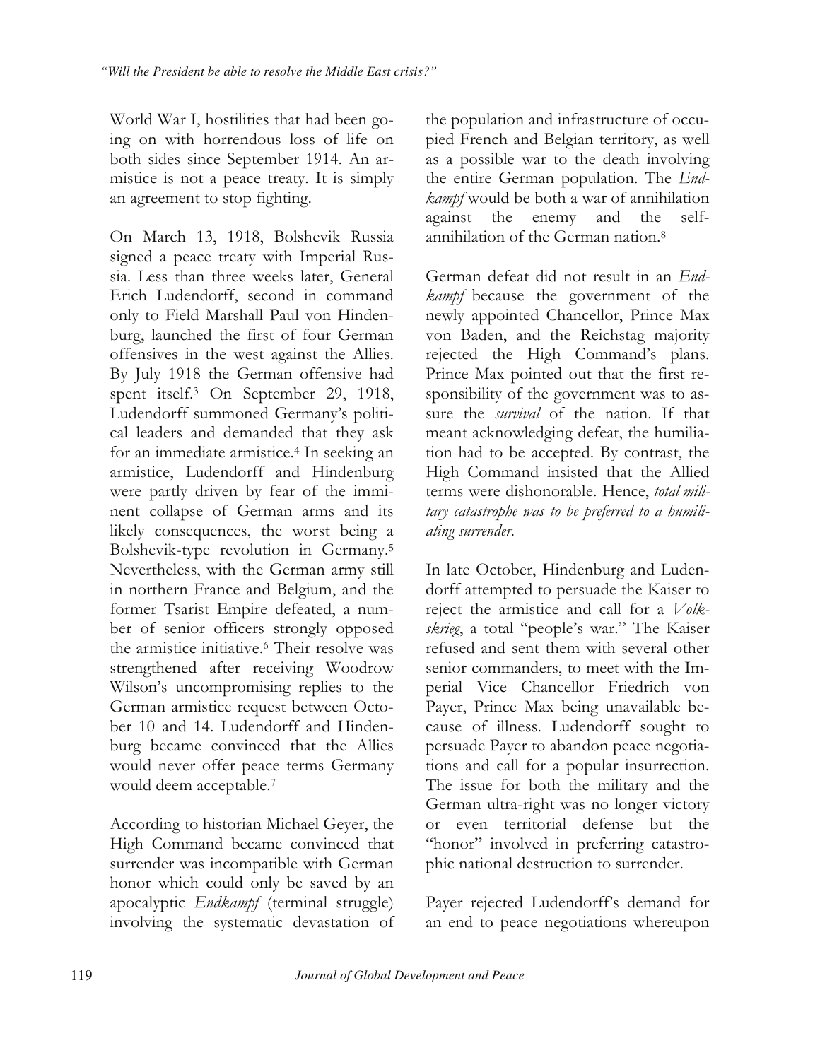World War I, hostilities that had been going on with horrendous loss of life on both sides since September 1914. An armistice is not a peace treaty. It is simply an agreement to stop fighting.

On March 13, 1918, Bolshevik Russia signed a peace treaty with Imperial Russia. Less than three weeks later, General Erich Ludendorff, second in command only to Field Marshall Paul von Hindenburg, launched the first of four German offensives in the west against the Allies. By July 1918 the German offensive had spent itself.[3] On September 29, 1918, Ludendorff summoned Germany's political leaders and demanded that they ask for an immediate armistice.[4] In seeking an armistice, Ludendorff and Hindenburg were partly driven by fear of the imminent collapse of German arms and its likely consequences, the worst being a Bolshevik-type revolution in Germany.[5] Nevertheless, with the German army still in northern France and Belgium, and the former Tsarist Empire defeated, a number of senior officers strongly opposed the armistice initiative.[6] Their resolve was strengthened after receiving Woodrow Wilson's uncompromising replies to the German armistice request between October 10 and 14. Ludendorff and Hindenburg became convinced that the Allies would never offer peace terms Germany would deem acceptable.[7]

According to historian Michael Geyer, the High Command became convinced that surrender was incompatible with German honor which could only be saved by an apocalyptic *Endkampf* (terminal struggle) involving the systematic devastation of the population and infrastructure of occupied French and Belgian territory, as well as a possible war to the death involving the entire German population. The *Endkampf* would be both a war of annihilation against the enemy and the self-annihilation of the German nation.[8]

German defeat did not result in an *Endkampf* because the government of the newly appointed Chancellor, Prince Max von Baden, and the Reichstag majority rejected the High Command's plans. Prince Max pointed out that the first responsibility of the government was to assure the *survival* of the nation. If that meant acknowledging defeat, the humiliation had to be accepted. By contrast, the High Command insisted that the Allied terms were dishonorable. Hence, *total military catastrophe was to be preferred to a humiliating surrender.*

In late October, Hindenburg and Ludendorff attempted to persuade the Kaiser to reject the armistice and call for a *Volkskrieg*, a total "people's war." The Kaiser refused and sent them with several other senior commanders, to meet with the Imperial Vice Chancellor Friedrich von Payer, Prince Max being unavailable because of illness. Ludendorff sought to persuade Payer to abandon peace negotiations and call for a popular insurrection. The issue for both the military and the German ultra-right was no longer victory or even territorial defense but the "honor" involved in preferring catastrophic national destruction to surrender.

Payer rejected Ludendorff's demand for an end to peace negotiations whereupon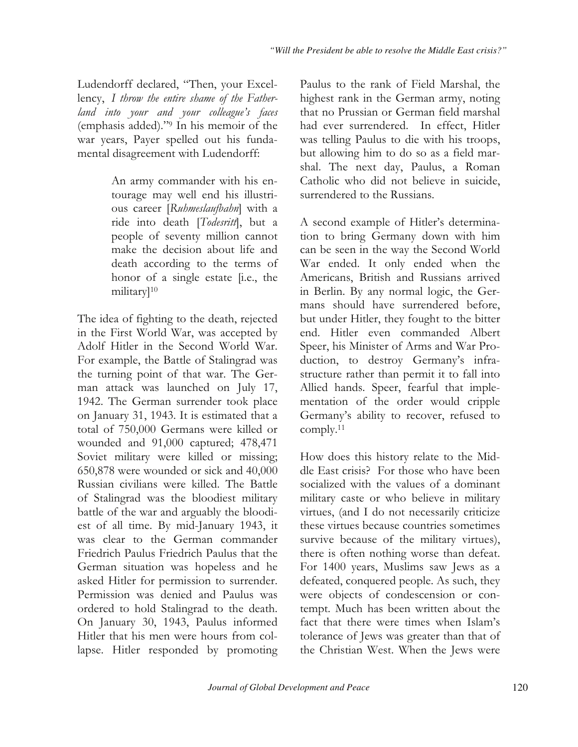Ludendorff declared, "Then, your Excellency, *I throw the entire shame of the Fatherland into your and your colleague's faces* (emphasis added)."[9] In his memoir of the war years, Payer spelled out his fundamental disagreement with Ludendorff:

> An army commander with his entourage may well end his illustrious career [*Ruhmeslaufbahn*] with a ride into death [*Todesritt*], but a people of seventy million cannot make the decision about life and death according to the terms of honor of a single estate [i.e., the military][10]

The idea of fighting to the death, rejected in the First World War, was accepted by Adolf Hitler in the Second World War. For example, the Battle of Stalingrad was the turning point of that war. The German attack was launched on July 17, 1942. The German surrender took place on January 31, 1943. It is estimated that a total of 750,000 Germans were killed or wounded and 91,000 captured; 478,471 Soviet military were killed or missing; 650,878 were wounded or sick and 40,000 Russian civilians were killed. The Battle of Stalingrad was the bloodiest military battle of the war and arguably the bloodiest of all time. By mid-January 1943, it was clear to the German commander Friedrich Paulus Friedrich Paulus that the German situation was hopeless and he asked Hitler for permission to surrender. Permission was denied and Paulus was ordered to hold Stalingrad to the death. On January 30, 1943, Paulus informed Hitler that his men were hours from collapse. Hitler responded by promoting Paulus to the rank of Field Marshal, the highest rank in the German army, noting that no Prussian or German field marshal had ever surrendered. In effect, Hitler was telling Paulus to die with his troops, but allowing him to do so as a field marshal. The next day, Paulus, a Roman Catholic who did not believe in suicide, surrendered to the Russians.

A second example of Hitler's determination to bring Germany down with him can be seen in the way the Second World War ended. It only ended when the Americans, British and Russians arrived in Berlin. By any normal logic, the Germans should have surrendered before, but under Hitler, they fought to the bitter end. Hitler even commanded Albert Speer, his Minister of Arms and War Production, to destroy Germany's infrastructure rather than permit it to fall into Allied hands. Speer, fearful that implementation of the order would cripple Germany's ability to recover, refused to comply.[11]

How does this history relate to the Middle East crisis? For those who have been socialized with the values of a dominant military caste or who believe in military virtues, (and I do not necessarily criticize these virtues because countries sometimes survive because of the military virtues), there is often nothing worse than defeat. For 1400 years, Muslims saw Jews as a defeated, conquered people. As such, they were objects of condescension or contempt. Much has been written about the fact that there were times when Islam's tolerance of Jews was greater than that of the Christian West. When the Jews were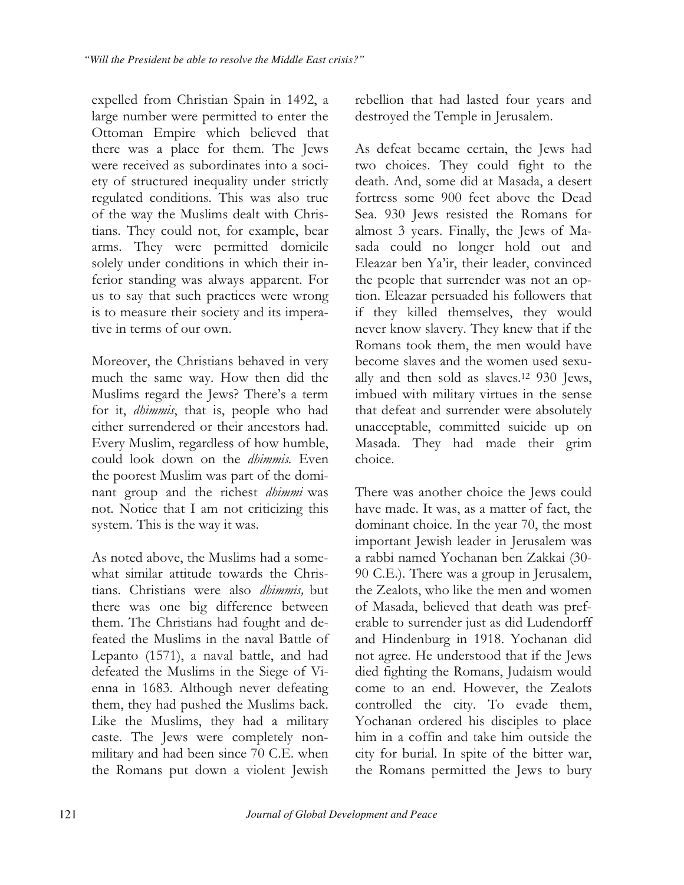expelled from Christian Spain in 1492, a large number were permitted to enter the Ottoman Empire which believed that there was a place for them. The Jews were received as subordinates into a society of structured inequality under strictly regulated conditions. This was also true of the way the Muslims dealt with Christians. They could not, for example, bear arms. They were permitted domicile solely under conditions in which their inferior standing was always apparent. For us to say that such practices were wrong is to measure their society and its imperative in terms of our own.

Moreover, the Christians behaved in very much the same way. How then did the Muslims regard the Jews? There's a term for it, *dhimmis*, that is, people who had either surrendered or their ancestors had. Every Muslim, regardless of how humble, could look down on the *dhimmis*. Even the poorest Muslim was part of the dominant group and the richest *dhimmi* was not. Notice that I am not criticizing this system. This is the way it was.

As noted above, the Muslims had a somewhat similar attitude towards the Christians. Christians were also *dhimmis,* but there was one big difference between them. The Christians had fought and defeated the Muslims in the naval Battle of Lepanto (1571), a naval battle, and had defeated the Muslims in the Siege of Vienna in 1683. Although never defeating them, they had pushed the Muslims back. Like the Muslims, they had a military caste. The Jews were completely non-military and had been since 70 C.E. when the Romans put down a violent Jewish rebellion that had lasted four years and destroyed the Temple in Jerusalem.

As defeat became certain, the Jews had two choices. They could fight to the death. And, some did at Masada, a desert fortress some 900 feet above the Dead Sea. 930 Jews resisted the Romans for almost 3 years. Finally, the Jews of Masada could no longer hold out and Eleazar ben Ya'ir, their leader, convinced the people that surrender was not an option. Eleazar persuaded his followers that if they killed themselves, they would never know slavery. They knew that if the Romans took them, the men would have become slaves and the women used sexually and then sold as slaves.[12] 930 Jews, imbued with military virtues in the sense that defeat and surrender were absolutely unacceptable, committed suicide up on Masada. They had made their grim choice.

There was another choice the Jews could have made. It was, as a matter of fact, the dominant choice. In the year 70, the most important Jewish leader in Jerusalem was a rabbi named Yochanan ben Zakkai (30-90 C.E.). There was a group in Jerusalem, the Zealots, who like the men and women of Masada, believed that death was preferable to surrender just as did Ludendorff and Hindenburg in 1918. Yochanan did not agree. He understood that if the Jews died fighting the Romans, Judaism would come to an end. However, the Zealots controlled the city. To evade them, Yochanan ordered his disciples to place him in a coffin and take him outside the city for burial. In spite of the bitter war, the Romans permitted the Jews to bury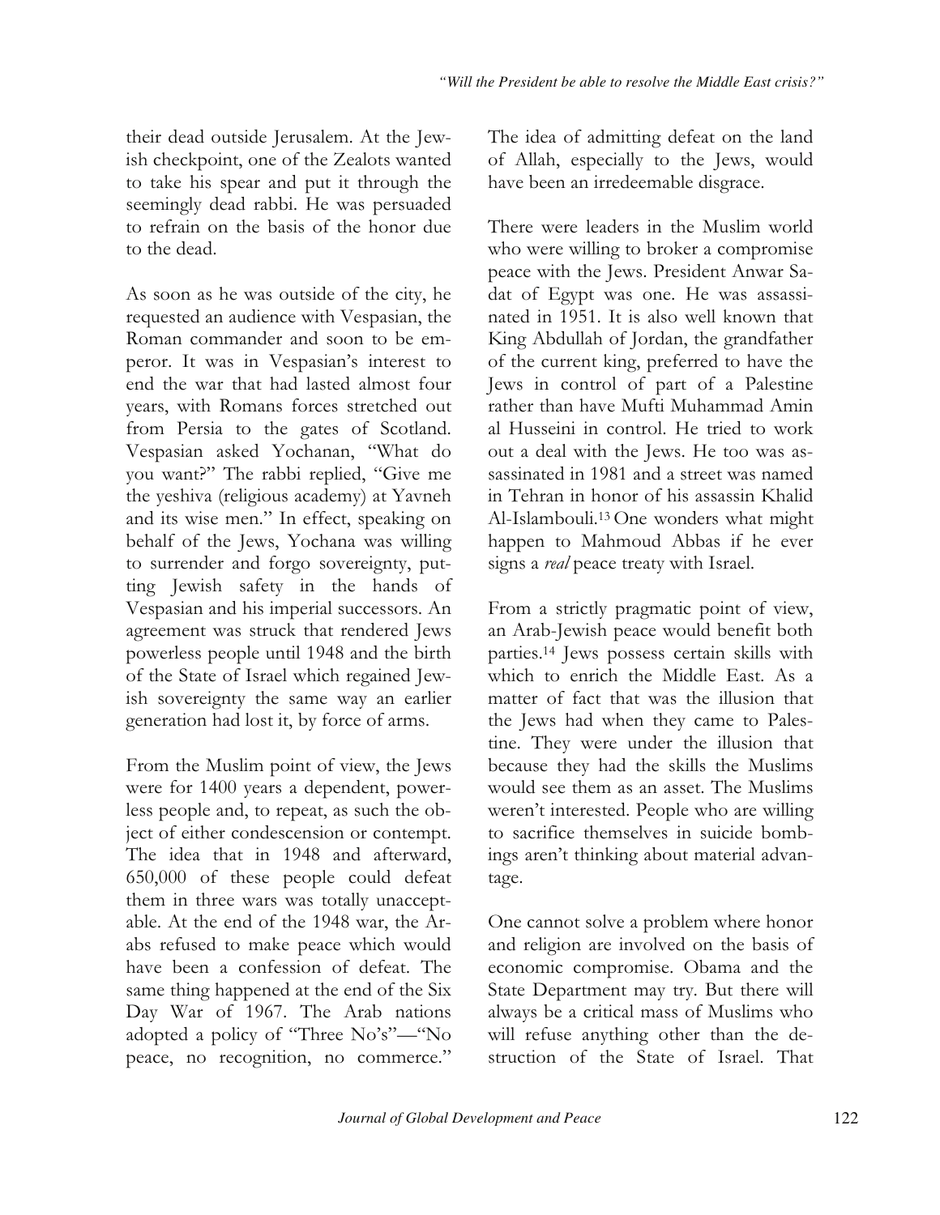their dead outside Jerusalem. At the Jewish checkpoint, one of the Zealots wanted to take his spear and put it through the seemingly dead rabbi. He was persuaded to refrain on the basis of the honor due to the dead.

As soon as he was outside of the city, he requested an audience with Vespasian, the Roman commander and soon to be emperor. It was in Vespasian's interest to end the war that had lasted almost four years, with Romans forces stretched out from Persia to the gates of Scotland. Vespasian asked Yochanan, "What do you want?" The rabbi replied, "Give me the yeshiva (religious academy) at Yavneh and its wise men." In effect, speaking on behalf of the Jews, Yochana was willing to surrender and forgo sovereignty, putting Jewish safety in the hands of Vespasian and his imperial successors. An agreement was struck that rendered Jews powerless people until 1948 and the birth of the State of Israel which regained Jewish sovereignty the same way an earlier generation had lost it, by force of arms.

From the Muslim point of view, the Jews were for 1400 years a dependent, powerless people and, to repeat, as such the object of either condescension or contempt. The idea that in 1948 and afterward, 650,000 of these people could defeat them in three wars was totally unacceptable. At the end of the 1948 war, the Arabs refused to make peace which would have been a confession of defeat. The same thing happened at the end of the Six Day War of 1967. The Arab nations adopted a policy of "Three No's"—"No peace, no recognition, no commerce." The idea of admitting defeat on the land of Allah, especially to the Jews, would have been an irredeemable disgrace.

There were leaders in the Muslim world who were willing to broker a compromise peace with the Jews. President Anwar Sadat of Egypt was one. He was assassinated in 1951. It is also well known that King Abdullah of Jordan, the grandfather of the current king, preferred to have the Jews in control of part of a Palestine rather than have Mufti Muhammad Amin al Husseini in control. He tried to work out a deal with the Jews. He too was assassinated in 1981 and a street was named in Tehran in honor of his assassin Khalid Al-Islambouli.[13] One wonders what might happen to Mahmoud Abbas if he ever signs a *real* peace treaty with Israel.

From a strictly pragmatic point of view, an Arab-Jewish peace would benefit both parties.[14] Jews possess certain skills with which to enrich the Middle East. As a matter of fact that was the illusion that the Jews had when they came to Palestine. They were under the illusion that because they had the skills the Muslims would see them as an asset. The Muslims weren't interested. People who are willing to sacrifice themselves in suicide bombings aren't thinking about material advantage.

One cannot solve a problem where honor and religion are involved on the basis of economic compromise. Obama and the State Department may try. But there will always be a critical mass of Muslims who will refuse anything other than the destruction of the State of Israel. That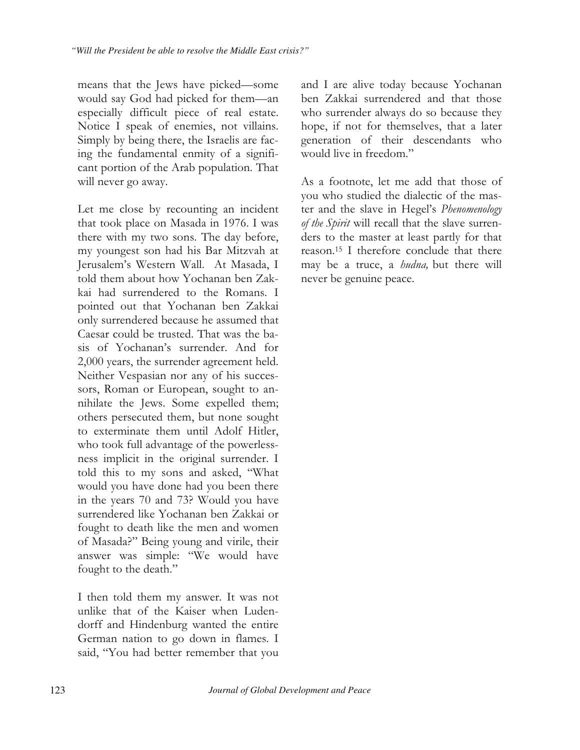means that the Jews have picked—some would say God had picked for them—an especially difficult piece of real estate. Notice I speak of enemies, not villains. Simply by being there, the Israelis are facing the fundamental enmity of a significant portion of the Arab population. That will never go away.

Let me close by recounting an incident that took place on Masada in 1976. I was there with my two sons. The day before, my youngest son had his Bar Mitzvah at Jerusalem's Western Wall. At Masada, I told them about how Yochanan ben Zakkai had surrendered to the Romans. I pointed out that Yochanan ben Zakkai only surrendered because he assumed that Caesar could be trusted. That was the basis of Yochanan's surrender. And for 2,000 years, the surrender agreement held. Neither Vespasian nor any of his successors, Roman or European, sought to annihilate the Jews. Some expelled them; others persecuted them, but none sought to exterminate them until Adolf Hitler, who took full advantage of the powerlessness implicit in the original surrender. I told this to my sons and asked, "What would you have done had you been there in the years 70 and 73? Would you have surrendered like Yochanan ben Zakkai or fought to death like the men and women of Masada?" Being young and virile, their answer was simple: "We would have fought to the death."

I then told them my answer. It was not unlike that of the Kaiser when Ludendorff and Hindenburg wanted the entire German nation to go down in flames. I said, "You had better remember that you and I are alive today because Yochanan ben Zakkai surrendered and that those who surrender always do so because they hope, if not for themselves, that a later generation of their descendants who would live in freedom."

As a footnote, let me add that those of you who studied the dialectic of the master and the slave in Hegel's *Phenomenology of the Spirit* will recall that the slave surrenders to the master at least partly for that reason.[15] I therefore conclude that there may be a truce, a *hudna,* but there will never be genuine peace.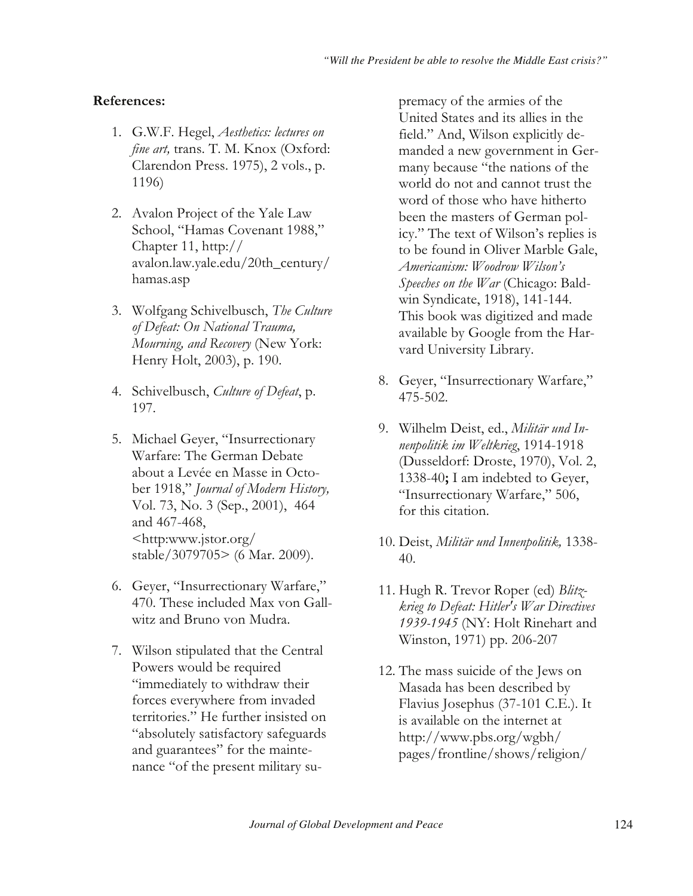**References:**

1. G.W.F. Hegel, *Aesthetics: lectures on fine art,* trans. T. M. Knox (Oxford: Clarendon Press. 1975), 2 vols., p. 1196)

2. Avalon Project of the Yale Law School, "Hamas Covenant 1988," Chapter 11, http://avalon.law.yale.edu/20th_century/hamas.asp

3. Wolfgang Schivelbusch, *The Culture of Defeat: On National Trauma, Mourning, and Recovery* (New York: Henry Holt, 2003), p. 190.

4. Schivelbusch, *Culture of Defeat*, p. 197.

5. Michael Geyer, "Insurrectionary Warfare: The German Debate about a Levée en Masse in October 1918," *Journal of Modern History,* Vol. 73, No. 3 (Sep., 2001), 464 and 467-468, <http:www.jstor.org/stable/3079705> (6 Mar. 2009).

6. Geyer, "Insurrectionary Warfare," 470. These included Max von Gallwitz and Bruno von Mudra.

7. Wilson stipulated that the Central Powers would be required "immediately to withdraw their forces everywhere from invaded territories." He further insisted on "absolutely satisfactory safeguards and guarantees" for the maintenance "of the present military supremacy of the armies of the United States and its allies in the field." And, Wilson explicitly demanded a new government in Germany because "the nations of the world do not and cannot trust the word of those who have hitherto been the masters of German policy." The text of Wilson's replies is to be found in Oliver Marble Gale, *Americanism: Woodrow Wilson's Speeches on the War* (Chicago: Baldwin Syndicate, 1918), 141-144. This book was digitized and made available by Google from the Harvard University Library.

8. Geyer, "Insurrectionary Warfare," 475-502.

9. Wilhelm Deist, ed., *Militär und Innenpolitik im Weltkrieg*, 1914-1918 (Dusseldorf: Droste, 1970), Vol. 2, 1338-40**;** I am indebted to Geyer, "Insurrectionary Warfare," 506, for this citation.

10. Deist, *Militär und Innenpolitik,* 1338-40.

11. Hugh R. Trevor Roper (ed) *Blitzkrieg to Defeat: Hitler's War Directives 1939-1945* (NY: Holt Rinehart and Winston, 1971) pp. 206-207

12. The mass suicide of the Jews on Masada has been described by Flavius Josephus (37-101 C.E.). It is available on the internet at http://www.pbs.org/wgbh/pages/frontline/shows/religion/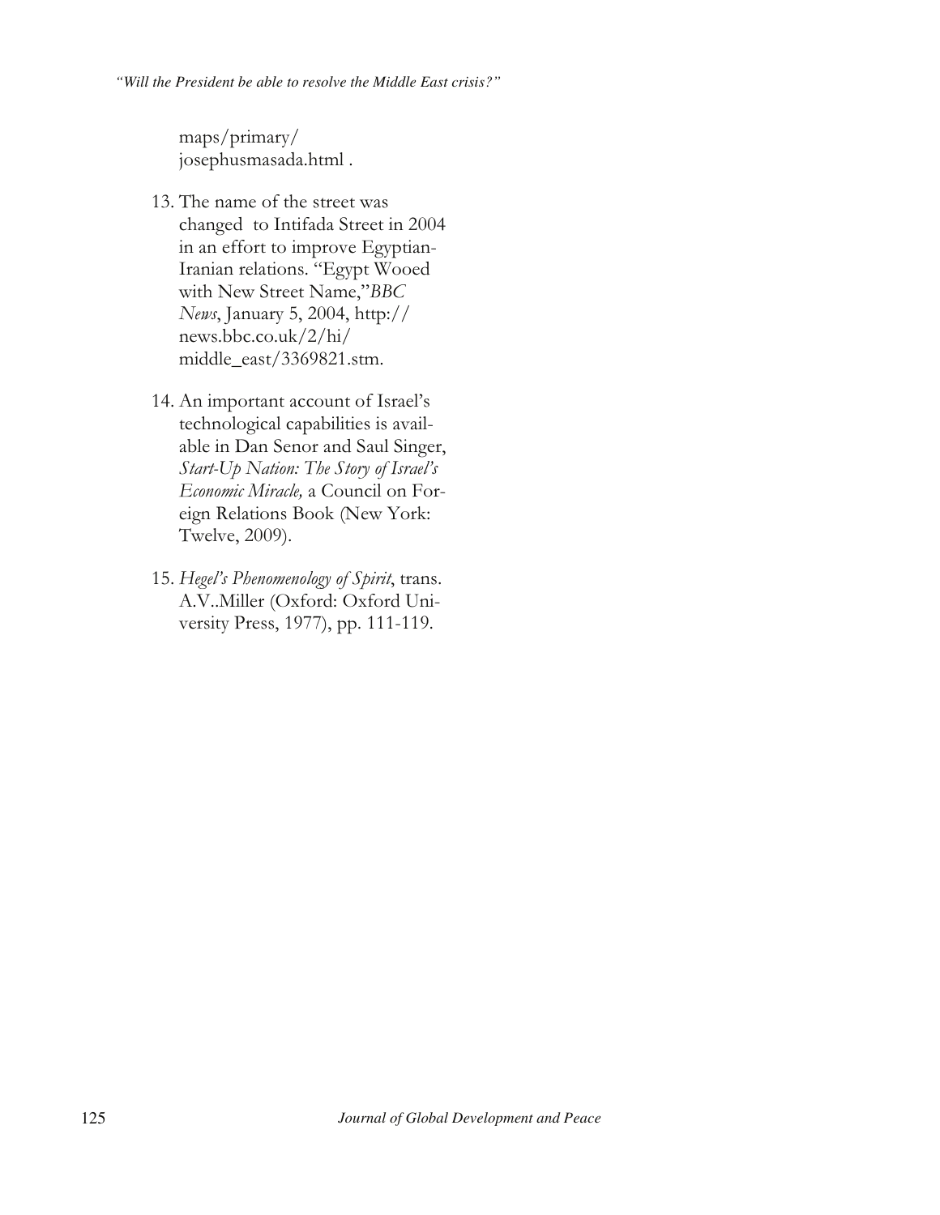maps/primary/josephusmasada.html .

13. The name of the street was changed to Intifada Street in 2004 in an effort to improve Egyptian-Iranian relations. "Egypt Wooed with New Street Name,"*BBC News*, January 5, 2004, http://news.bbc.co.uk/2/hi/middle_east/3369821.stm.

14. An important account of Israel's technological capabilities is available in Dan Senor and Saul Singer, *Start-Up Nation: The Story of Israel's Economic Miracle,* a Council on Foreign Relations Book (New York: Twelve, 2009).

15. *Hegel's Phenomenology of Spirit*, trans. A.V..Miller (Oxford: Oxford University Press, 1977), pp. 111-119.